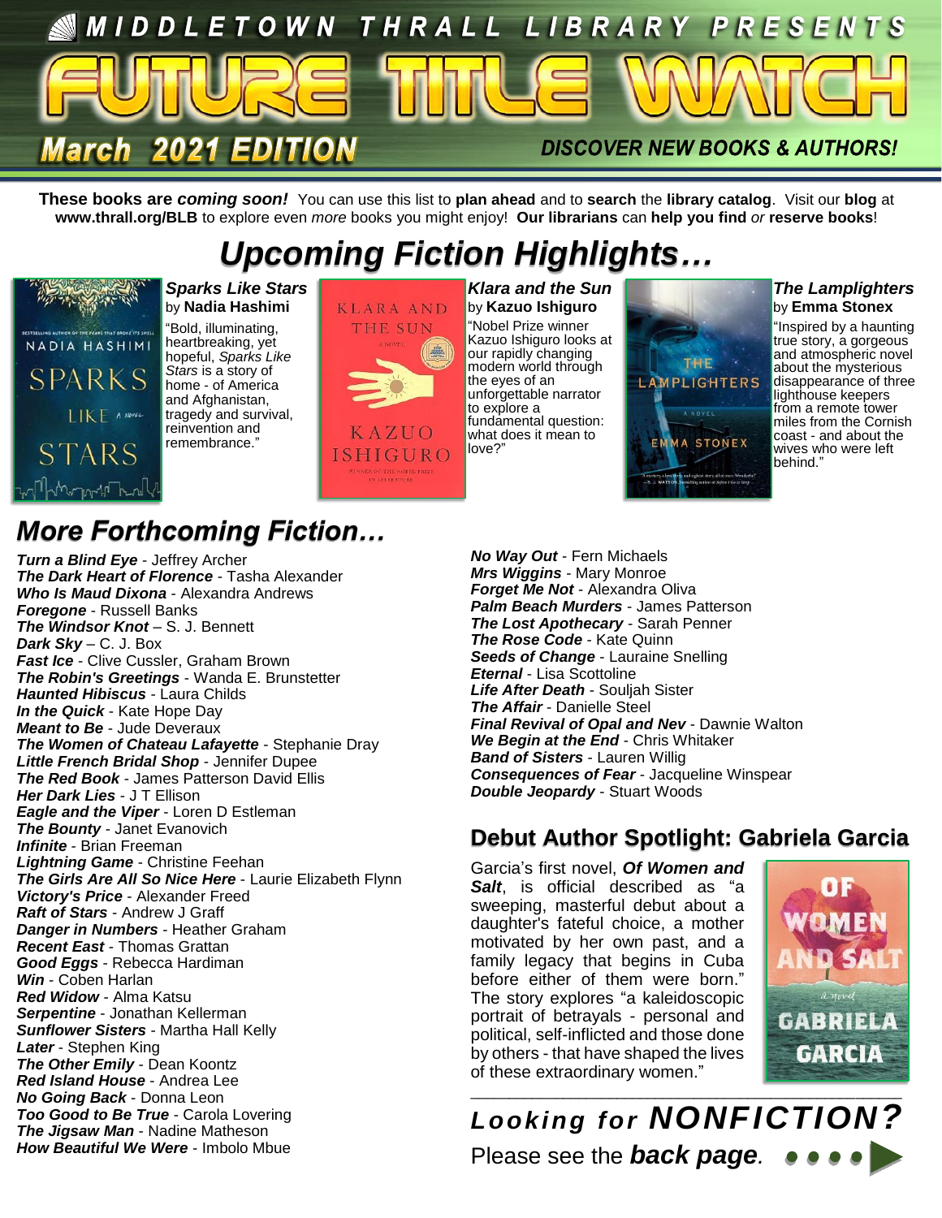MIDDLETOWN THRALL LIBRARY PRESENTS

# FUTURE TITLE WATCH

**March 2021 EDITION**

**DISCOVER NEW BOOKS & AUTHORS!**

**These books are *coming soon!*** You can use this list to **plan ahead** and to **search** the **library catalog**. Visit our **blog** at **www.thrall.org/BLB** to explore even *more* books you might enjoy! **Our librarians** can **help you find** *or* **reserve books**!

## *Upcoming Fiction Highlights…*

***Sparks Like Stars*** by **Nadia Hashimi**

"Bold, illuminating, heartbreaking, yet hopeful, *Sparks Like Stars* is a story of home - of America and Afghanistan, tragedy and survival, reinvention and remembrance."

***Klara and the Sun*** by **Kazuo Ishiguro**

"Nobel Prize winner Kazuo Ishiguro looks at our rapidly changing modern world through the eyes of an unforgettable narrator to explore a fundamental question: what does it mean to love?"

***The Lamplighters*** by **Emma Stonex**

"Inspired by a haunting true story, a gorgeous and atmospheric novel about the mysterious disappearance of three lighthouse keepers from a remote tower miles from the Cornish coast - and about the wives who were left behind."

## *More Forthcoming Fiction…*

***Turn a Blind Eye*** - Jeffrey Archer
***The Dark Heart of Florence*** - Tasha Alexander
***Who Is Maud Dixona*** - Alexandra Andrews
***Foregone*** - Russell Banks
***The Windsor Knot*** – S. J. Bennett
***Dark Sky*** – C. J. Box
***Fast Ice*** - Clive Cussler, Graham Brown
***The Robin's Greetings*** - Wanda E. Brunstetter
***Haunted Hibiscus*** - Laura Childs
***In the Quick*** - Kate Hope Day
***Meant to Be*** - Jude Deveraux
***The Women of Chateau Lafayette*** - Stephanie Dray
***Little French Bridal Shop*** - Jennifer Dupee
***The Red Book*** - James Patterson David Ellis
***Her Dark Lies*** - J T Ellison
***Eagle and the Viper*** - Loren D Estleman
***The Bounty*** - Janet Evanovich
***Infinite*** - Brian Freeman
***Lightning Game*** - Christine Feehan
***The Girls Are All So Nice Here*** - Laurie Elizabeth Flynn
***Victory's Price*** - Alexander Freed
***Raft of Stars*** - Andrew J Graff
***Danger in Numbers*** - Heather Graham
***Recent East*** - Thomas Grattan
***Good Eggs*** - Rebecca Hardiman
***Win*** - Coben Harlan
***Red Widow*** - Alma Katsu
***Serpentine*** - Jonathan Kellerman
***Sunflower Sisters*** - Martha Hall Kelly
***Later*** - Stephen King
***The Other Emily*** - Dean Koontz
***Red Island House*** - Andrea Lee
***No Going Back*** - Donna Leon
***Too Good to Be True*** - Carola Lovering
***The Jigsaw Man*** - Nadine Matheson
***How Beautiful We Were*** - Imbolo Mbue
***No Way Out*** - Fern Michaels
***Mrs Wiggins*** - Mary Monroe
***Forget Me Not*** - Alexandra Oliva
***Palm Beach Murders*** - James Patterson
***The Lost Apothecary*** - Sarah Penner
***The Rose Code*** - Kate Quinn
***Seeds of Change*** - Lauraine Snelling
***Eternal*** - Lisa Scottoline
***Life After Death*** - Souljah Sister
***The Affair*** - Danielle Steel
***Final Revival of Opal and Nev*** - Dawnie Walton
***We Begin at the End*** - Chris Whitaker
***Band of Sisters*** - Lauren Willig
***Consequences of Fear*** - Jacqueline Winspear
***Double Jeopardy*** - Stuart Woods

## Debut Author Spotlight: Gabriela Garcia

Garcia's first novel, ***Of Women and Salt***, is official described as "a sweeping, masterful debut about a daughter's fateful choice, a mother motivated by her own past, and a family legacy that begins in Cuba before either of them were born." The story explores "a kaleidoscopic portrait of betrayals - personal and political, self-inflicted and those done by others - that have shaped the lives of these extraordinary women."

---

***Looking for NONFICTION?***

Please see the ***back page.***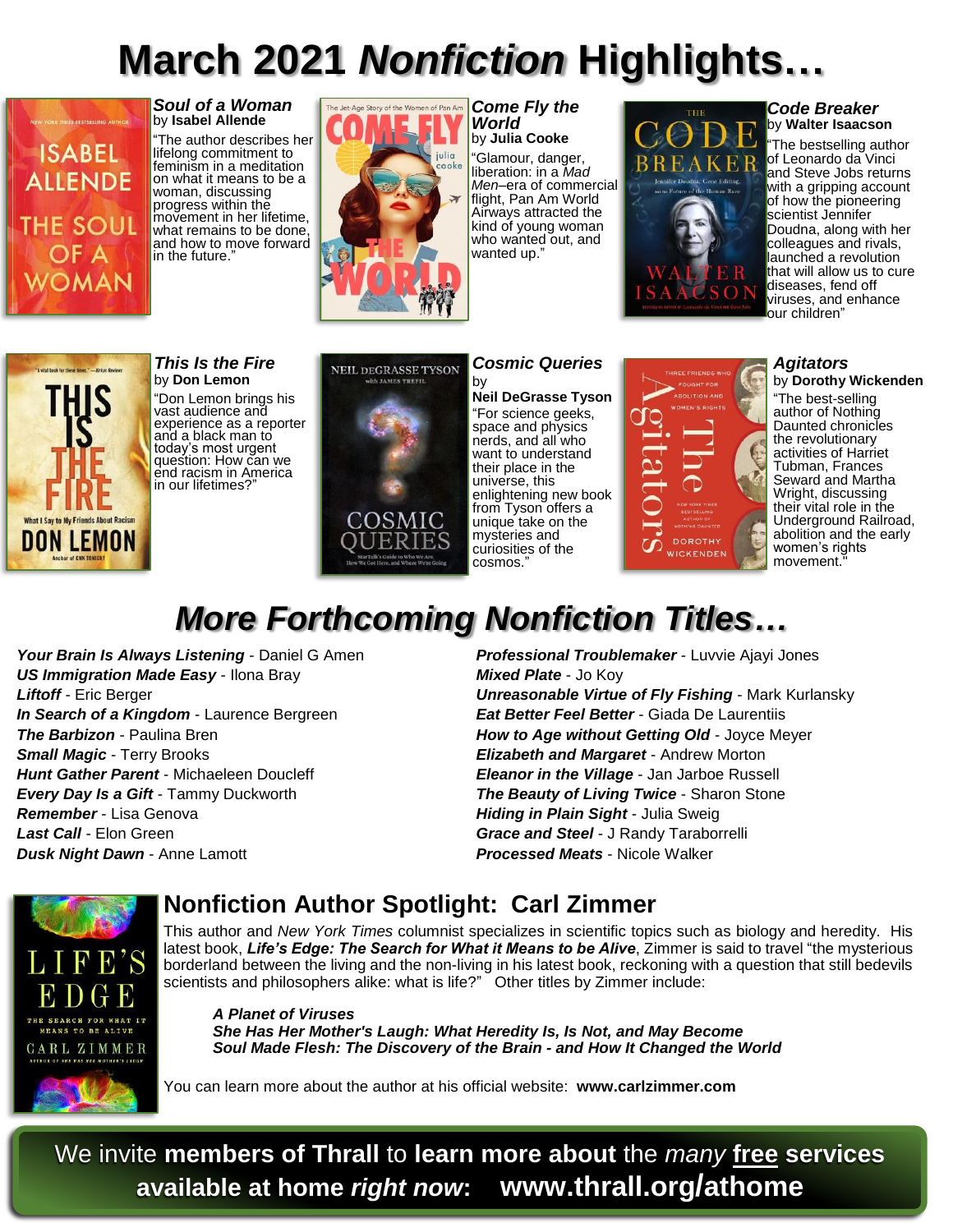# March 2021 *Nonfiction* Highlights…

***Soul of a Woman***
by **Isabel Allende**
"The author describes her lifelong commitment to feminism in a meditation on what it means to be a woman, discussing progress within the movement in her lifetime, what remains to be done, and how to move forward in the future."

***Come Fly the World***
by **Julia Cooke**
"Glamour, danger, liberation: in a *Mad Men*–era of commercial flight, Pan Am World Airways attracted the kind of young woman who wanted out, and wanted up."

***Code Breaker***
by **Walter Isaacson**
"The bestselling author of Leonardo da Vinci and Steve Jobs returns with a gripping account of how the pioneering scientist Jennifer Doudna, along with her colleagues and rivals, launched a revolution that will allow us to cure diseases, fend off viruses, and enhance our children"

***This Is the Fire***
by **Don Lemon**
"Don Lemon brings his vast audience and experience as a reporter and a black man to today's most urgent question: How can we end racism in America in our lifetimes?"

***Cosmic Queries***
by
**Neil DeGrasse Tyson**
"For science geeks, space and physics nerds, and all who want to understand their place in the universe, this enlightening new book from Tyson offers a unique take on the mysteries and curiosities of the cosmos."

***Agitators***
by **Dorothy Wickenden**
"The best-selling author of Nothing Daunted chronicles the revolutionary activities of Harriet Tubman, Frances Seward and Martha Wright, discussing their vital role in the Underground Railroad, abolition and the early women's rights movement."

# *More Forthcoming Nonfiction Titles…*

***Your Brain Is Always Listening*** - Daniel G Amen
***US Immigration Made Easy*** - Ilona Bray
***Liftoff*** - Eric Berger
***In Search of a Kingdom*** - Laurence Bergreen
***The Barbizon*** - Paulina Bren
***Small Magic*** - Terry Brooks
***Hunt Gather Parent*** - Michaeleen Doucleff
***Every Day Is a Gift*** - Tammy Duckworth
***Remember*** - Lisa Genova
***Last Call*** - Elon Green
***Dusk Night Dawn*** - Anne Lamott
***Professional Troublemaker*** - Luvvie Ajayi Jones
***Mixed Plate*** - Jo Koy
***Unreasonable Virtue of Fly Fishing*** - Mark Kurlansky
***Eat Better Feel Better*** - Giada De Laurentiis
***How to Age without Getting Old*** - Joyce Meyer
***Elizabeth and Margaret*** - Andrew Morton
***Eleanor in the Village*** - Jan Jarboe Russell
***The Beauty of Living Twice*** - Sharon Stone
***Hiding in Plain Sight*** - Julia Sweig
***Grace and Steel*** - J Randy Taraborrelli
***Processed Meats*** - Nicole Walker

## Nonfiction Author Spotlight: Carl Zimmer

This author and *New York Times* columnist specializes in scientific topics such as biology and heredity. His latest book, ***Life's Edge: The Search for What it Means to be Alive***, Zimmer is said to travel "the mysterious borderland between the living and the non-living in his latest book, reckoning with a question that still bedevils scientists and philosophers alike: what is life?" Other titles by Zimmer include:

***A Planet of Viruses***
***She Has Her Mother's Laugh: What Heredity Is, Is Not, and May Become***
***Soul Made Flesh: The Discovery of the Brain - and How It Changed the World***

You can learn more about the author at his official website: **www.carlzimmer.com**

We invite **members of Thrall** to **learn more about** the *many* **free services available at home *right now*: www.thrall.org/athome**